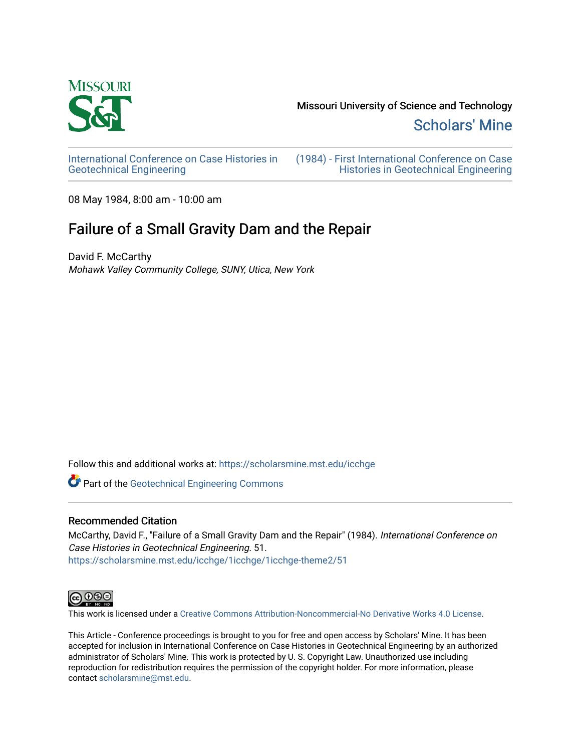Missouri University of Science and Technology

Scholars' Mine

International Conference on Case Histories in Geotechnical Engineering

(1984) - First International Conference on Case Histories in Geotechnical Engineering

08 May 1984, 8:00 am - 10:00 am

# Failure of a Small Gravity Dam and the Repair

David F. McCarthy

*Mohawk Valley Community College, SUNY, Utica, New York*

Follow this and additional works at: https://scholarsmine.mst.edu/icchge

Part of the Geotechnical Engineering Commons

## Recommended Citation

McCarthy, David F., "Failure of a Small Gravity Dam and the Repair" (1984). *International Conference on Case Histories in Geotechnical Engineering*. 51.
https://scholarsmine.mst.edu/icchge/1icchge/1icchge-theme2/51

This work is licensed under a Creative Commons Attribution-Noncommercial-No Derivative Works 4.0 License.

This Article - Conference proceedings is brought to you for free and open access by Scholars' Mine. It has been accepted for inclusion in International Conference on Case Histories in Geotechnical Engineering by an authorized administrator of Scholars' Mine. This work is protected by U. S. Copyright Law. Unauthorized use including reproduction for redistribution requires the permission of the copyright holder. For more information, please contact scholarsmine@mst.edu.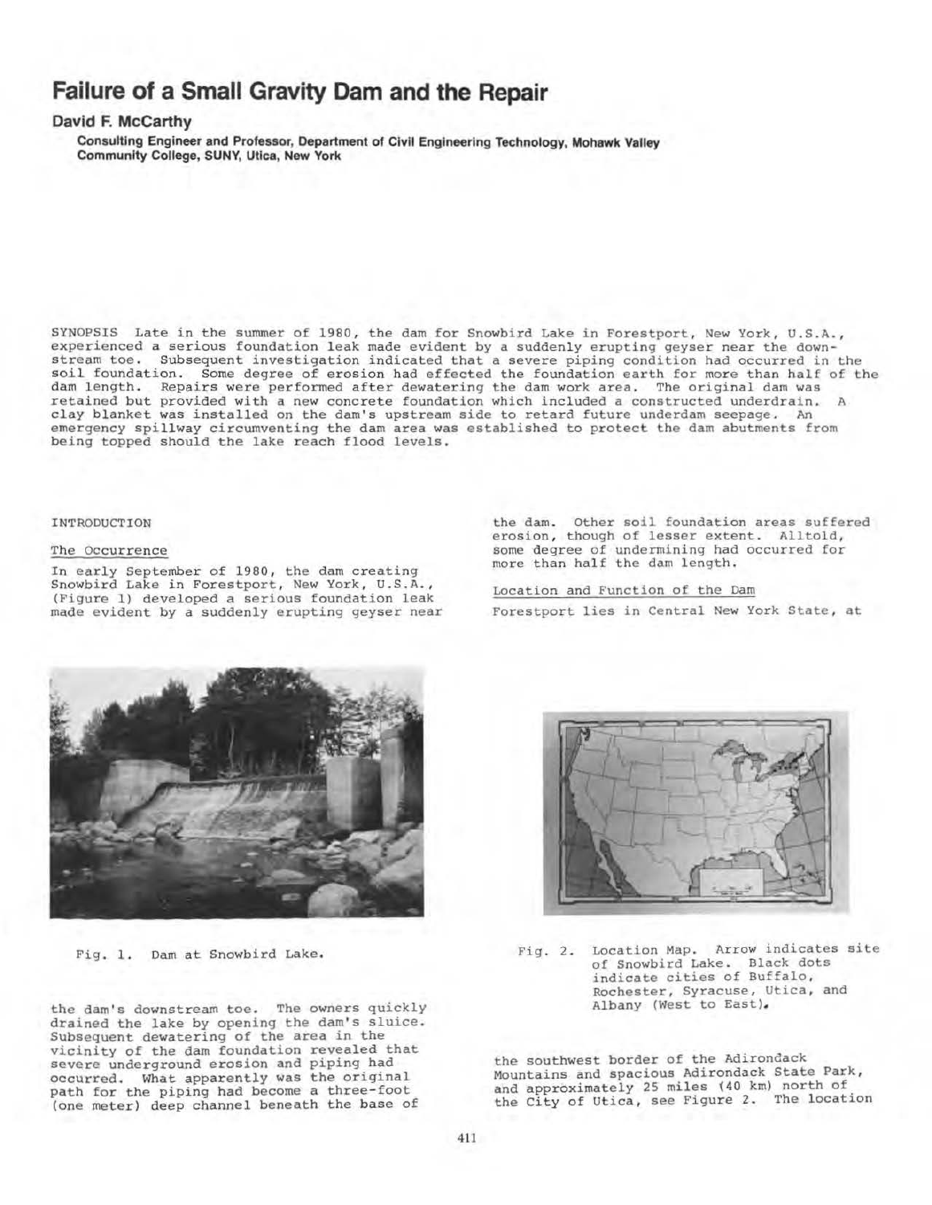# Failure of a Small Gravity Dam and the Repair

**David F. McCarthy**

**Consulting Engineer and Professor, Department of Civil Engineering Technology, Mohawk Valley Community College, SUNY, Utica, New York**

SYNOPSIS Late in the summer of 1980, the dam for Snowbird Lake in Forestport, New York, U.S.A., experienced a serious foundation leak made evident by a suddenly erupting geyser near the downstream toe. Subsequent investigation indicated that a severe piping condition had occurred in the soil foundation. Some degree of erosion had effected the foundation earth for more than half of the dam length. Repairs were performed after dewatering the dam work area. The original dam was retained but provided with a new concrete foundation which included a constructed underdrain. A clay blanket was installed on the dam's upstream side to retard future underdam seepage. An emergency spillway circumventing the dam area was established to protect the dam abutments from being topped should the lake reach flood levels.

## INTRODUCTION

### The Occurrence

In early September of 1980, the dam creating Snowbird Lake in Forestport, New York, U.S.A., (Figure 1) developed a serious foundation leak made evident by a suddenly erupting geyser near the dam's downstream toe. The owners quickly drained the lake by opening the dam's sluice. Subsequent dewatering of the area in the vicinity of the dam foundation revealed that severe underground erosion and piping had occurred. What apparently was the original path for the piping had become a three-foot (one meter) deep channel beneath the base of the dam. Other soil foundation areas suffered erosion, though of lesser extent. Alltold, some degree of undermining had occurred for more than half the dam length.

Fig. 1. Dam at Snowbird Lake.

Fig. 2. Location Map. Arrow indicates site of Snowbird Lake. Black dots indicate cities of Buffalo, Rochester, Syracuse, Utica, and Albany (West to East).

### Location and Function of the Dam

Forestport lies in Central New York State, at the southwest border of the Adirondack Mountains and spacious Adirondack State Park, and approximately 25 miles (40 km) north of the City of Utica, see Figure 2. The location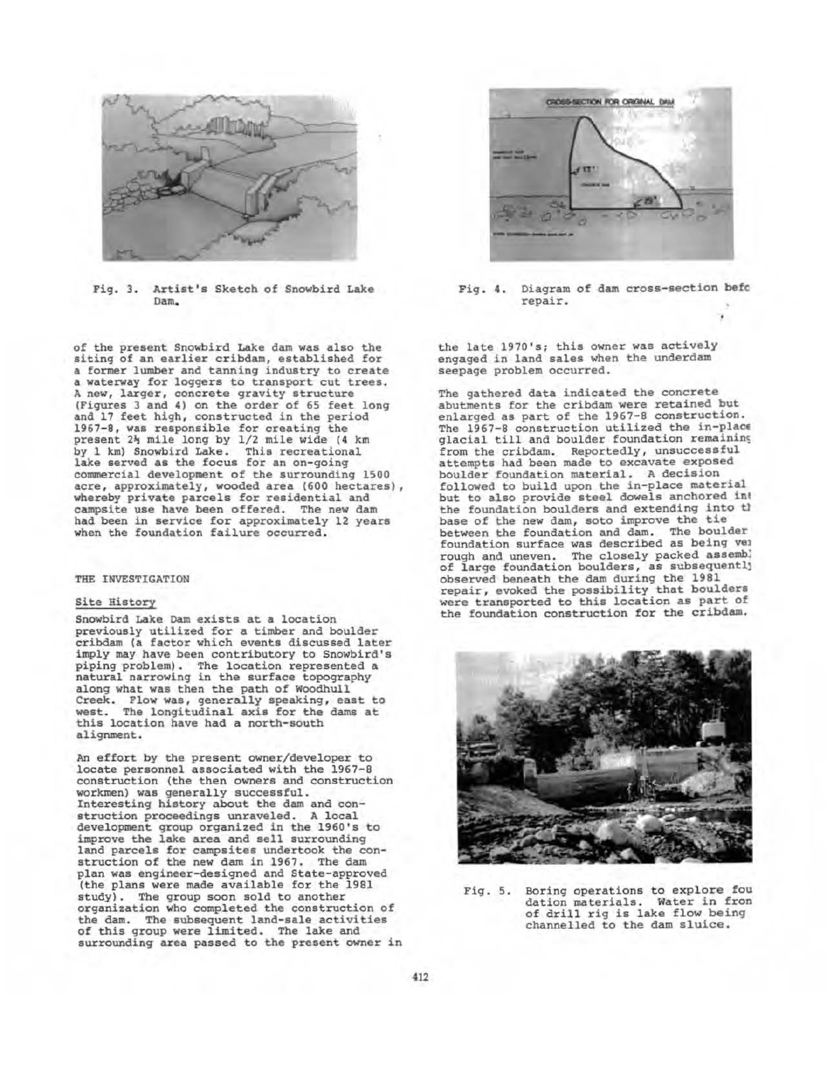Fig. 3. Artist's Sketch of Snowbird Lake Dam.

Fig. 4. Diagram of dam cross-section befc repair.

of the present Snowbird Lake dam was also the siting of an earlier cribdam, established for a former lumber and tanning industry to create a waterway for loggers to transport cut trees. A new, larger, concrete gravity structure (Figures 3 and 4) on the order of 65 feet long and 17 feet high, constructed in the period 1967-8, was responsible for creating the present 2½ mile long by 1/2 mile wide (4 km by 1 km) Snowbird Lake. This recreational lake served as the focus for an on-going commercial development of the surrounding 1500 acre, approximately, wooded area (600 hectares), whereby private parcels for residential and campsite use have been offered. The new dam had been in service for approximately 12 years when the foundation failure occurred.

## THE INVESTIGATION

### Site History

Snowbird Lake Dam exists at a location previously utilized for a timber and boulder cribdam (a factor which events discussed later imply may have been contributory to Snowbird's piping problem). The location represented a natural narrowing in the surface topography along what was then the path of Woodhull Creek. Flow was, generally speaking, east to west. The longitudinal axis for the dams at this location have had a north-south alignment.

An effort by the present owner/developer to locate personnel associated with the 1967-8 construction (the then owners and construction workmen) was generally successful. Interesting history about the dam and construction proceedings unraveled. A local development group organized in the 1960's to improve the lake area and sell surrounding land parcels for campsites undertook the construction of the new dam in 1967. The dam plan was engineer-designed and State-approved (the plans were made available for the 1981 study). The group soon sold to another organization who completed the construction of the dam. The subsequent land-sale activities of this group were limited. The lake and surrounding area passed to the present owner in the late 1970's; this owner was actively engaged in land sales when the underdam seepage problem occurred.

The gathered data indicated the concrete abutments for the cribdam were retained but enlarged as part of the 1967-8 construction. The 1967-8 construction utilized the in-place glacial till and boulder foundation remaining from the cribdam. Reportedly, unsuccessful attempts had been made to excavate exposed boulder foundation material. A decision followed to build upon the in-place material but to also provide steel dowels anchored int the foundation boulders and extending into tl base of the new dam, soto improve the tie between the foundation and dam. The boulder foundation surface was described as being vei rough and uneven. The closely packed assemb] of large foundation boulders, as subsequentl} observed beneath the dam during the 1981 repair, evoked the possibility that boulders were transported to this location as part of the foundation construction for the cribdam.

Fig. 5. Boring operations to explore fou dation materials. Water in fron of drill rig is lake flow being channelled to the dam sluice.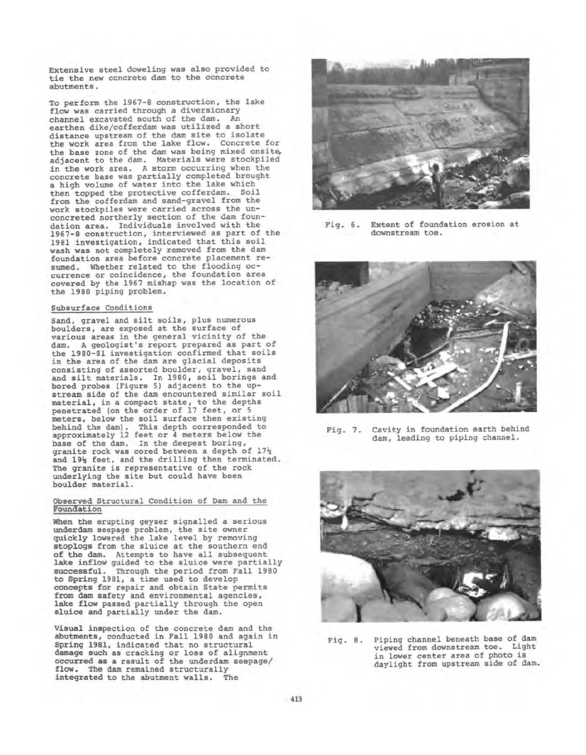Extensive steel doweling was also provided to tie the new concrete dam to the concrete abutments.

To perform the 1967-8 construction, the lake flow was carried through a diversionary channel excavated south of the dam. An earthen dike/cofferdam was utilized a short distance upstream of the dam site to isolate the work area from the lake flow. Concrete for the base zone of the dam was being mixed onsite, adjacent to the dam. Materials were stockpiled in the work area. A storm occurring when the concrete base was partially completed brought a high volume of water into the lake which then topped the protective cofferdam. Soil from the cofferdam and sand-gravel from the work stockpiles were carried across the unconcreted northerly section of the dam foundation area. Individuals involved with the 1967-8 construction, interviewed as part of the 1981 investigation, indicated that this soil wash was not completely removed from the dam foundation area before concrete placement resumed. Whether related to the flooding occurrence or coincidence, the foundation area covered by the 1967 mishap was the location of the 1980 piping problem.

## Subsurface Conditions

Sand, gravel and silt soils, plus numerous boulders, are exposed at the surface of various areas in the general vicinity of the dam. A geologist's report prepared as part of the 1980-81 investigation confirmed that soils in the area of the dam are glacial deposits consisting of assorted boulder, gravel, sand and silt materials. In 1980, soil borings and bored probes (Figure 5) adjacent to the upstream side of the dam encountered similar soil material, in a compact state, to the depths penetrated (on the order of 17 feet, or 5 meters, below the soil surface then existing behind the dam). This depth corresponded to approximately 12 feet or 4 meters below the base of the dam. In the deepest boring, granite rock was cored between a depth of 17½ and 19½ feet, and the drilling then terminated. The granite is representative of the rock underlying the site but could have been boulder material.

## Observed Structural Condition of Dam and the Foundation

When the erupting geyser signalled a serious underdam seepage problem, the site owner quickly lowered the lake level by removing stoplogs from the sluice at the southern end of the dam. Attempts to have all subsequent lake inflow guided to the sluice were partially successful. Through the period from Fall 1980 to Spring 1981, a time used to develop concepts for repair and obtain State permits from dam safety and environmental agencies, lake flow passed partially through the open sluice and partially under the dam.

Visual inspection of the concrete dam and the abutments, conducted in Fall 1980 and again in Spring 1981, indicated that no structural damage such as cracking or loss of alignment occurred as a result of the underdam seepage/flow. The dam remained structurally integrated to the abutment walls. The

Fig. 6. Extent of foundation erosion at downstream toe.

Fig. 7. Cavity in foundation earth behind dam, leading to piping channel.

Fig. 8. Piping channel beneath base of dam viewed from downstream toe. Light in lower center area of photo is daylight from upstream side of dam.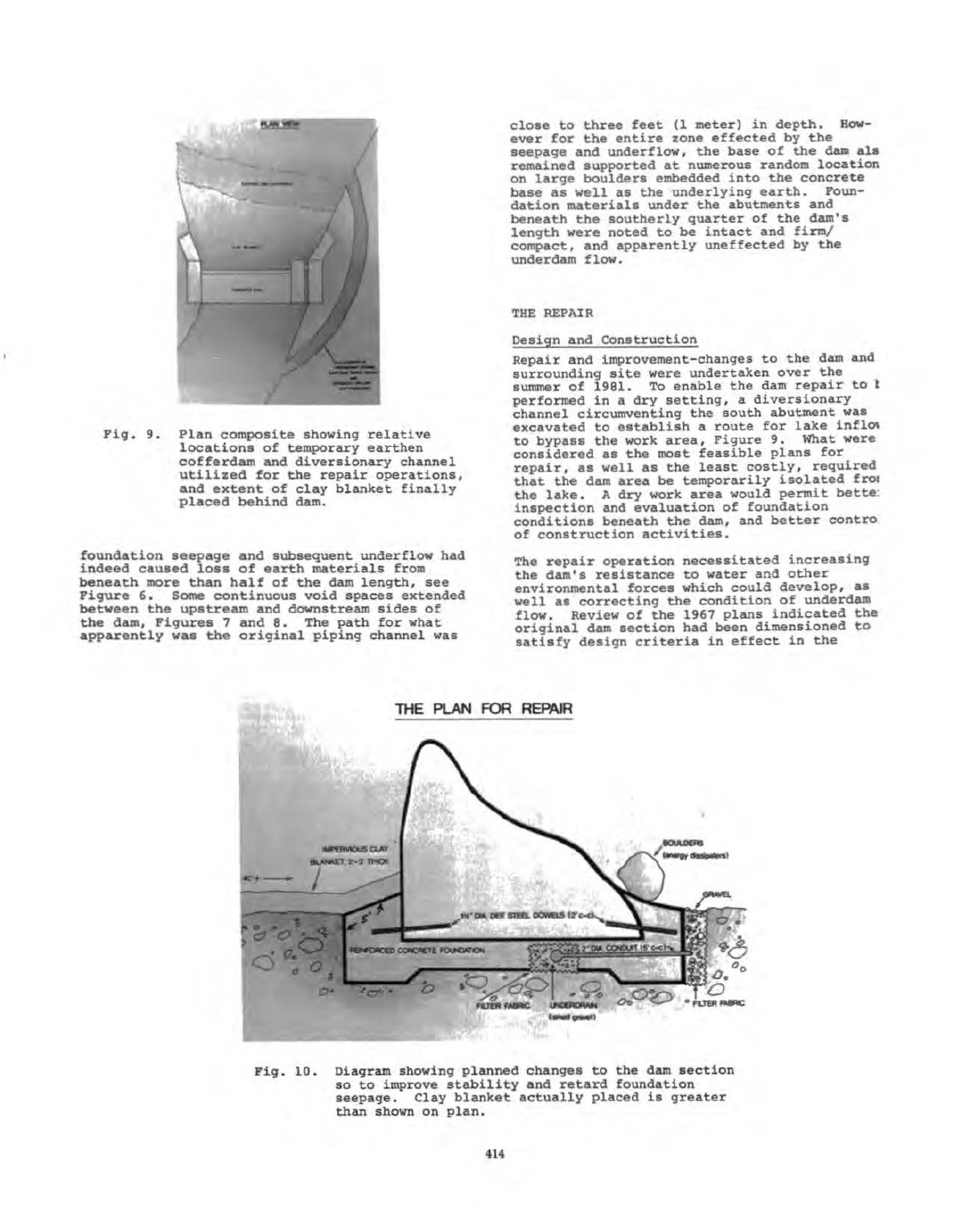foundation seepage and subsequent underflow had indeed caused loss of earth materials from beneath more than half of the dam length, see Figure 6. Some continuous void spaces extended between the upstream and downstream sides of the dam, Figures 7 and 8. The path for what apparently was the original piping channel was close to three feet (1 meter) in depth. However for the entire zone effected by the seepage and underflow, the base of the dam als remained supported at numerous random location on large boulders embedded into the concrete base as well as the underlying earth. Foundation materials under the abutments and beneath the southerly quarter of the dam's length were noted to be intact and firm/compact, and apparently uneffected by the underdam flow.

Fig. 9. Plan composite showing relative locations of temporary earthen cofferdam and diversionary channel utilized for the repair operations, and extent of clay blanket finally placed behind dam.

## THE REPAIR

### Design and Construction

Repair and improvement-changes to the dam and surrounding site were undertaken over the summer of 1981. To enable the dam repair to b performed in a dry setting, a diversionary channel circumventing the south abutment was excavated to establish a route for lake inflow to bypass the work area, Figure 9. What were considered as the most feasible plans for repair, as well as the least costly, required that the dam area be temporarily isolated from the lake. A dry work area would permit better inspection and evaluation of foundation conditions beneath the dam, and better control of construction activities.

The repair operation necessitated increasing the dam's resistance to water and other environmental forces which could develop, as well as correcting the condition of underdam flow. Review of the 1967 plans indicated the original dam section had been dimensioned to satisfy design criteria in effect in the

Fig. 10. Diagram showing planned changes to the dam section so to improve stability and retard foundation seepage. Clay blanket actually placed is greater than shown on plan.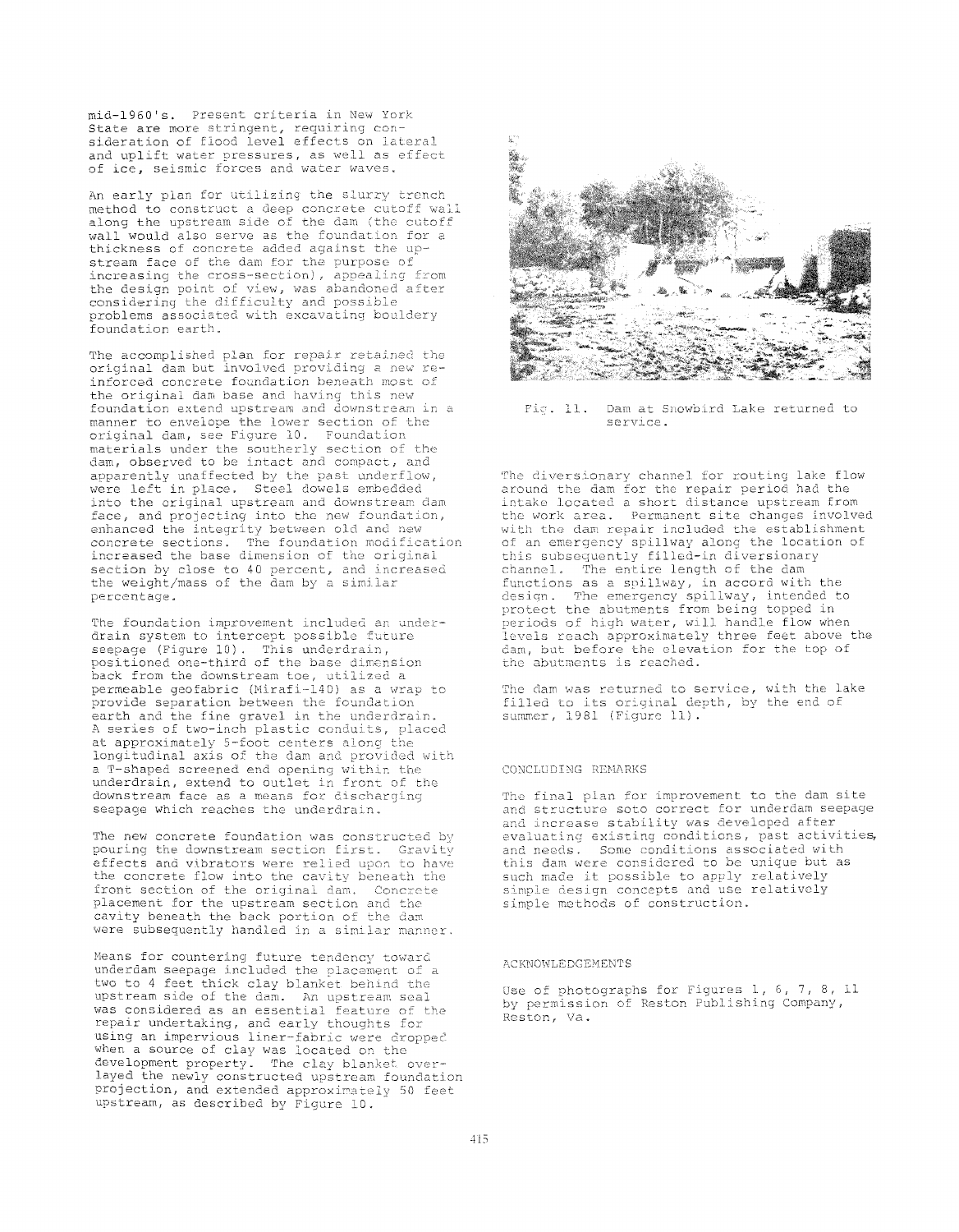mid-1960's. Present criteria in New York State are more stringent, requiring consideration of flood level effects on lateral and uplift water pressures, as well as effect of ice, seismic forces and water waves.

An early plan for utilizing the slurry trench method to construct a deep concrete cutoff wall along the upstream side of the dam (the cutoff wall would also serve as the foundation for a thickness of concrete added against the upstream face of the dam for the purpose of increasing the cross-section), appealing from the design point of view, was abandoned after considering the difficulty and possible problems associated with excavating bouldery foundation earth.

The accomplished plan for repair retained the original dam but involved providing a new reinforced concrete foundation beneath most of the original dam base and having this new foundation extend upstream and downstream in a manner to envelope the lower section of the original dam, see Figure 10. Foundation materials under the southerly section of the dam, observed to be intact and compact, and apparently unaffected by the past underflow, were left in place. Steel dowels embedded into the original upstream and downstream dam face, and projecting into the new foundation, enhanced the integrity between old and new concrete sections. The foundation modification increased the base dimension of the original section by close to 40 percent, and increased the weight/mass of the dam by a similar percentage.

The foundation improvement included an underdrain system to intercept possible future seepage (Figure 10). This underdrain, positioned one-third of the base dimension back from the downstream toe, utilized a permeable geofabric (Mirafi-140) as a wrap to provide separation between the foundation earth and the fine gravel in the underdrain. A series of two-inch plastic conduits, placed at approximately 5-foot centers along the longitudinal axis of the dam and provided with a T-shaped screened end opening within the underdrain, extend to outlet in front of the downstream face as a means for discharging seepage which reaches the underdrain.

The new concrete foundation was constructed by pouring the downstream section first. Gravity effects and vibrators were relied upon to have the concrete flow into the cavity beneath the front section of the original dam. Concrete placement for the upstream section and the cavity beneath the back portion of the dam were subsequently handled in a similar manner.

Means for countering future tendency toward underdam seepage included the placement of a two to 4 feet thick clay blanket behind the upstream side of the dam. An upstream seal was considered as an essential feature of the repair undertaking, and early thoughts for using an impervious liner-fabric were dropped when a source of clay was located on the development property. The clay blanket overlayed the newly constructed upstream foundation projection, and extended approximately 50 feet upstream, as described by Figure 10.

Fig. 11. Dam at Snowbird Lake returned to service.

The diversionary channel for routing lake flow around the dam for the repair period had the intake located a short distance upstream from the work area. Permanent site changes involved with the dam repair included the establishment of an emergency spillway along the location of this subsequently filled-in diversionary channel. The entire length of the dam functions as a spillway, in accord with the design. The emergency spillway, intended to protect the abutments from being topped in periods of high water, will handle flow when levels reach approximately three feet above the dam, but before the elevation for the top of the abutments is reached.

The dam was returned to service, with the lake filled to its original depth, by the end of summer, 1981 (Figure 11).

## CONCLUDING REMARKS

The final plan for improvement to the dam site and structure soto correct for underdam seepage and increase stability was developed after evaluating existing conditions, past activities, and needs. Some conditions associated with this dam were considered to be unique but as such made it possible to apply relatively simple design concepts and use relatively simple methods of construction.

## ACKNOWLEDGEMENTS

Use of photographs for Figures 1, 6, 7, 8, 11 by permission of Reston Publishing Company, Reston, Va.